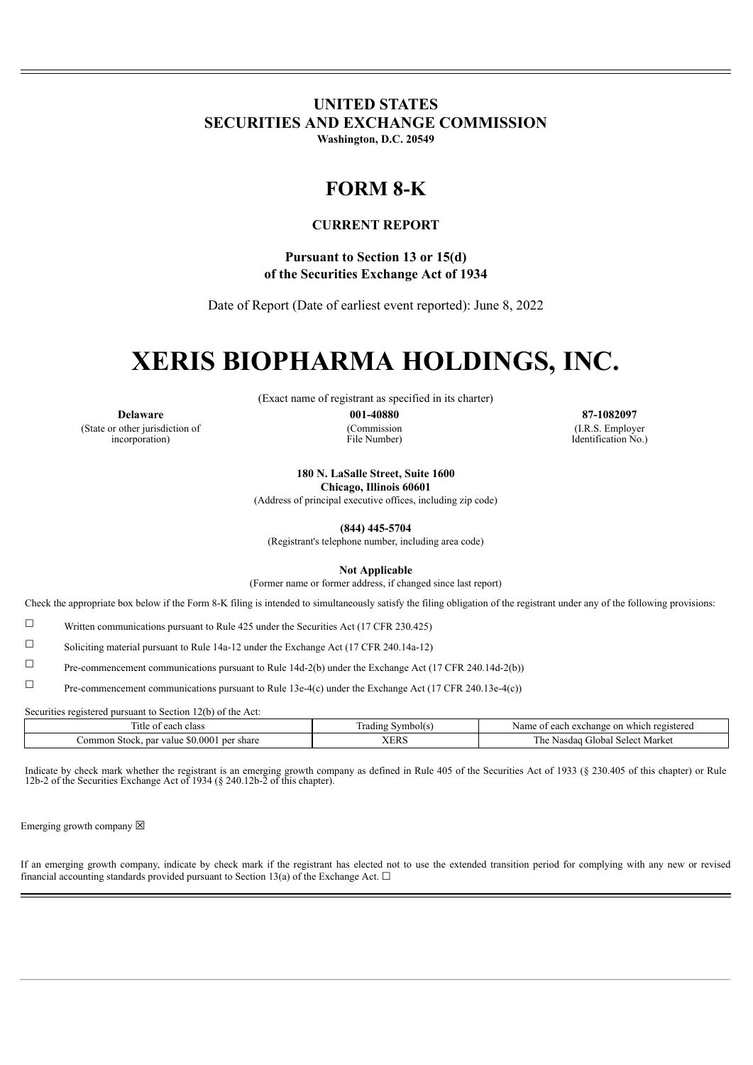# UNITED STATES
# SECURITIES AND EXCHANGE COMMISSION

**Washington, D.C. 20549**

# FORM 8-K

## CURRENT REPORT

**Pursuant to Section 13 or 15(d)**
**of the Securities Exchange Act of 1934**

Date of Report (Date of earliest event reported): June 8, 2022

# XERIS BIOPHARMA HOLDINGS, INC.

(Exact name of registrant as specified in its charter)

| **Delaware** | **001-40880** | **87-1082097** |
|---|---|---|
| (State or other jurisdiction of incorporation) | (Commission File Number) | (I.R.S. Employer Identification No.) |

**180 N. LaSalle Street, Suite 1600**
**Chicago, Illinois 60601**
(Address of principal executive offices, including zip code)

**(844) 445-5704**
(Registrant's telephone number, including area code)

**Not Applicable**
(Former name or former address, if changed since last report)

Check the appropriate box below if the Form 8-K filing is intended to simultaneously satisfy the filing obligation of the registrant under any of the following provisions:

☐ Written communications pursuant to Rule 425 under the Securities Act (17 CFR 230.425)

☐ Soliciting material pursuant to Rule 14a-12 under the Exchange Act (17 CFR 240.14a-12)

☐ Pre-commencement communications pursuant to Rule 14d-2(b) under the Exchange Act (17 CFR 240.14d-2(b))

☐ Pre-commencement communications pursuant to Rule 13e-4(c) under the Exchange Act (17 CFR 240.13e-4(c))

Securities registered pursuant to Section 12(b) of the Act:

| Title of each class | Trading Symbol(s) | Name of each exchange on which registered |
|---|---|---|
| Common Stock, par value $0.0001 per share | XERS | The Nasdaq Global Select Market |

Indicate by check mark whether the registrant is an emerging growth company as defined in Rule 405 of the Securities Act of 1933 (§ 230.405 of this chapter) or Rule 12b-2 of the Securities Exchange Act of 1934 (§ 240.12b-2 of this chapter).

Emerging growth company ☒

If an emerging growth company, indicate by check mark if the registrant has elected not to use the extended transition period for complying with any new or revised financial accounting standards provided pursuant to Section 13(a) of the Exchange Act. ☐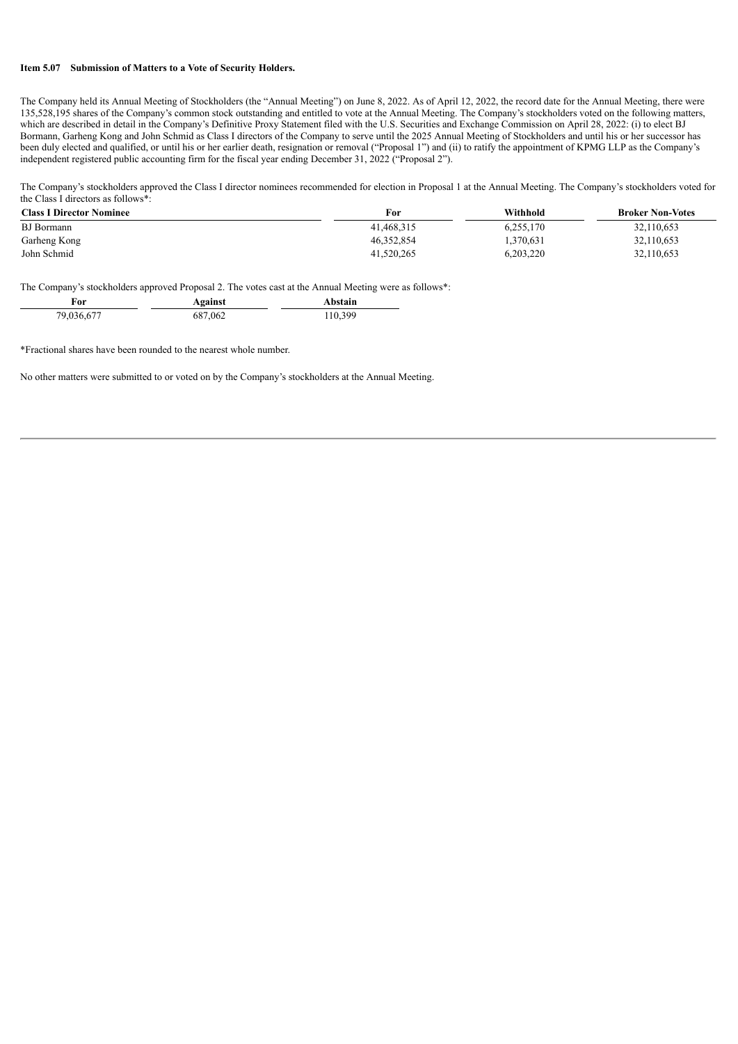**Item 5.07 Submission of Matters to a Vote of Security Holders.**

The Company held its Annual Meeting of Stockholders (the "Annual Meeting") on June 8, 2022. As of April 12, 2022, the record date for the Annual Meeting, there were 135,528,195 shares of the Company's common stock outstanding and entitled to vote at the Annual Meeting. The Company's stockholders voted on the following matters, which are described in detail in the Company's Definitive Proxy Statement filed with the U.S. Securities and Exchange Commission on April 28, 2022: (i) to elect BJ Bormann, Garheng Kong and John Schmid as Class I directors of the Company to serve until the 2025 Annual Meeting of Stockholders and until his or her successor has been duly elected and qualified, or until his or her earlier death, resignation or removal ("Proposal 1") and (ii) to ratify the appointment of KPMG LLP as the Company's independent registered public accounting firm for the fiscal year ending December 31, 2022 ("Proposal 2").

The Company's stockholders approved the Class I director nominees recommended for election in Proposal 1 at the Annual Meeting. The Company's stockholders voted for the Class I directors as follows*:

| Class I Director Nominee | For | Withhold | Broker Non-Votes |
|---|---|---|---|
| BJ Bormann | 41,468,315 | 6,255,170 | 32,110,653 |
| Garheng Kong | 46,352,854 | 1,370,631 | 32,110,653 |
| John Schmid | 41,520,265 | 6,203,220 | 32,110,653 |

The Company's stockholders approved Proposal 2. The votes cast at the Annual Meeting were as follows*:

| For | Against | Abstain |
|---|---|---|
| 79,036,677 | 687,062 | 110,399 |

*Fractional shares have been rounded to the nearest whole number.

No other matters were submitted to or voted on by the Company's stockholders at the Annual Meeting.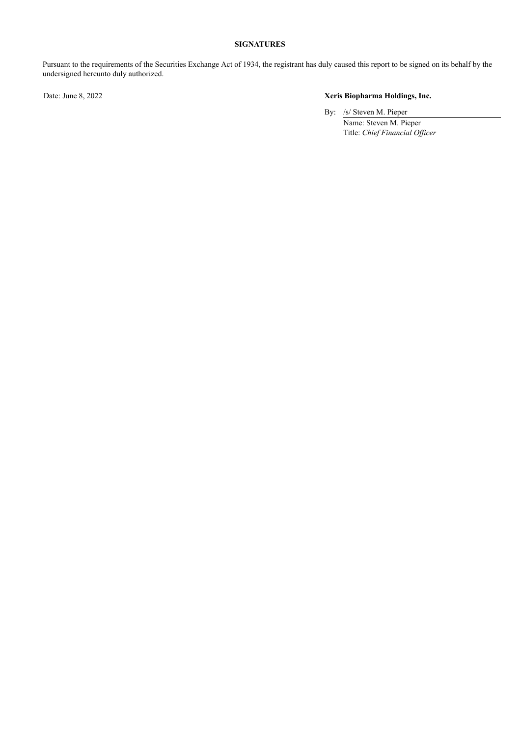**SIGNATURES**

Pursuant to the requirements of the Securities Exchange Act of 1934, the registrant has duly caused this report to be signed on its behalf by the undersigned hereunto duly authorized.

Date: June 8, 2022

**Xeris Biopharma Holdings, Inc.**

By: /s/ Steven M. Pieper
Name: Steven M. Pieper
Title: *Chief Financial Officer*